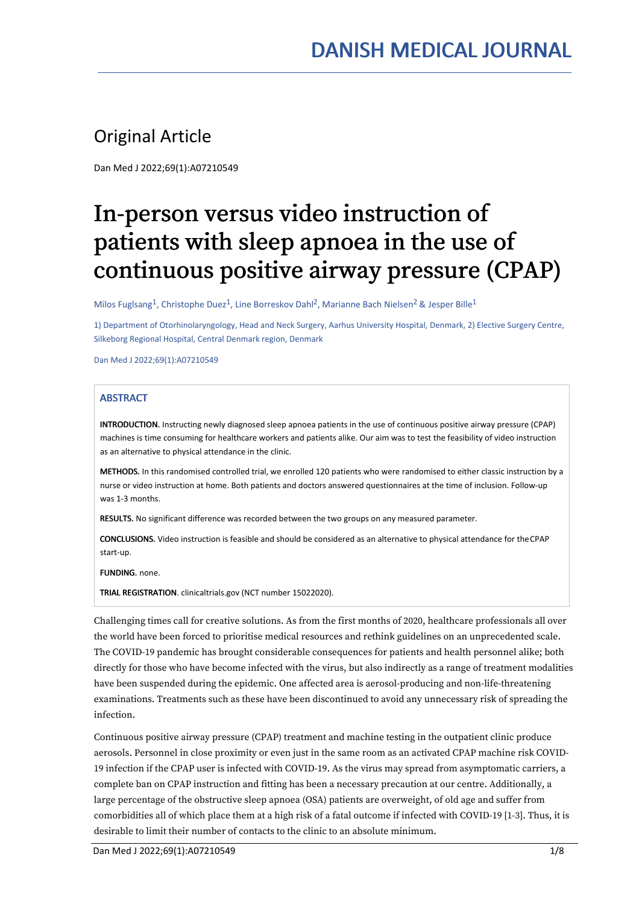# DANISH MEDICAL JOURNAL

## Original Article

Dan Med J 2022;69(1):A07210549

# In-person versus video instruction of patients with sleep apnoea in the use of continuous positive airway pressure (CPAP)

Milos Fuglsang[1], Christophe Duez[1], Line Borreskov Dahl[2], Marianne Bach Nielsen[2] & Jesper Bille[1]

1) Department of Otorhinolaryngology, Head and Neck Surgery, Aarhus University Hospital, Denmark, 2) Elective Surgery Centre, Silkeborg Regional Hospital, Central Denmark region, Denmark

Dan Med J 2022;69(1):A07210549

### ABSTRACT

**INTRODUCTION.** Instructing newly diagnosed sleep apnoea patients in the use of continuous positive airway pressure (CPAP) machines is time consuming for healthcare workers and patients alike. Our aim was to test the feasibility of video instruction as an alternative to physical attendance in the clinic.

**METHODS.** In this randomised controlled trial, we enrolled 120 patients who were randomised to either classic instruction by a nurse or video instruction at home. Both patients and doctors answered questionnaires at the time of inclusion. Follow-up was 1-3 months.

**RESULTS.** No significant difference was recorded between the two groups on any measured parameter.

**CONCLUSIONS.** Video instruction is feasible and should be considered as an alternative to physical attendance for the CPAP start-up.

**FUNDING**. none.

**TRIAL REGISTRATION**. clinicaltrials.gov (NCT number 15022020).

Challenging times call for creative solutions. As from the first months of 2020, healthcare professionals all over the world have been forced to prioritise medical resources and rethink guidelines on an unprecedented scale. The COVID-19 pandemic has brought considerable consequences for patients and health personnel alike; both directly for those who have become infected with the virus, but also indirectly as a range of treatment modalities have been suspended during the epidemic. One affected area is aerosol-producing and non-life-threatening examinations. Treatments such as these have been discontinued to avoid any unnecessary risk of spreading the infection.

Continuous positive airway pressure (CPAP) treatment and machine testing in the outpatient clinic produce aerosols. Personnel in close proximity or even just in the same room as an activated CPAP machine risk COVID-19 infection if the CPAP user is infected with COVID-19. As the virus may spread from asymptomatic carriers, a complete ban on CPAP instruction and fitting has been a necessary precaution at our centre. Additionally, a large percentage of the obstructive sleep apnoea (OSA) patients are overweight, of old age and suffer from comorbidities all of which place them at a high risk of a fatal outcome if infected with COVID-19 [1-3]. Thus, it is desirable to limit their number of contacts to the clinic to an absolute minimum.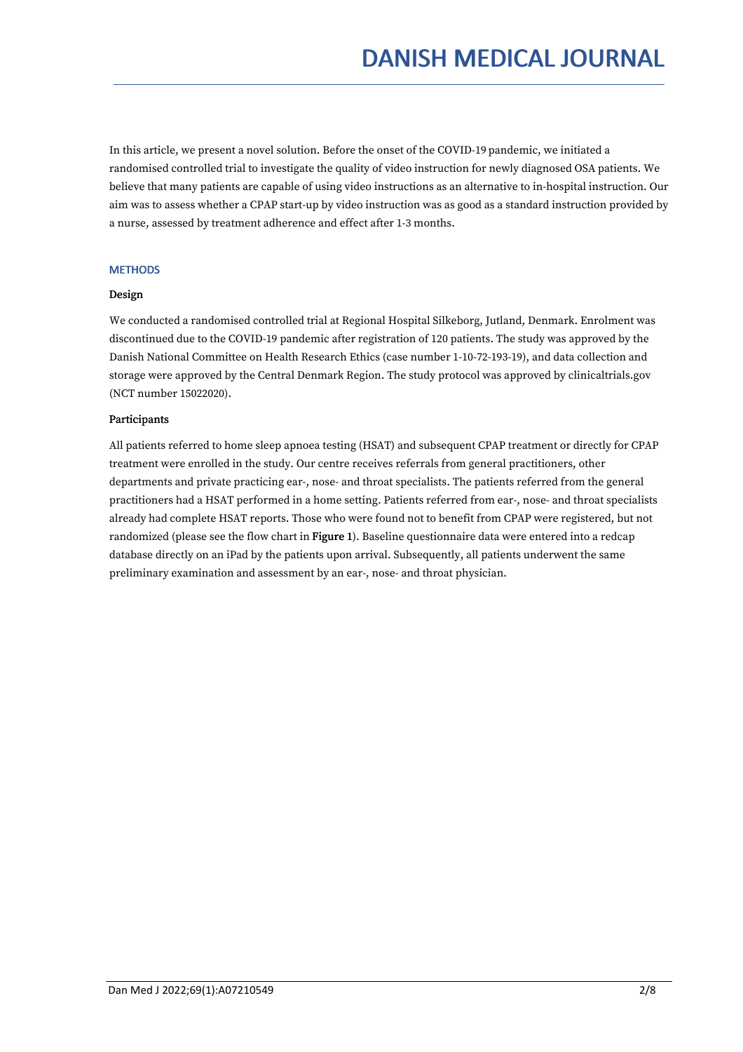In this article, we present a novel solution. Before the onset of the COVID-19 pandemic, we initiated a randomised controlled trial to investigate the quality of video instruction for newly diagnosed OSA patients. We believe that many patients are capable of using video instructions as an alternative to in-hospital instruction. Our aim was to assess whether a CPAP start-up by video instruction was as good as a standard instruction provided by a nurse, assessed by treatment adherence and effect after 1-3 months.

## METHODS

### Design

We conducted a randomised controlled trial at Regional Hospital Silkeborg, Jutland, Denmark. Enrolment was discontinued due to the COVID-19 pandemic after registration of 120 patients. The study was approved by the Danish National Committee on Health Research Ethics (case number 1-10-72-193-19), and data collection and storage were approved by the Central Denmark Region. The study protocol was approved by clinicaltrials.gov (NCT number 15022020).

### Participants

All patients referred to home sleep apnoea testing (HSAT) and subsequent CPAP treatment or directly for CPAP treatment were enrolled in the study. Our centre receives referrals from general practitioners, other departments and private practicing ear-, nose- and throat specialists. The patients referred from the general practitioners had a HSAT performed in a home setting. Patients referred from ear-, nose- and throat specialists already had complete HSAT reports. Those who were found not to benefit from CPAP were registered, but not randomized (please see the flow chart in **Figure 1**). Baseline questionnaire data were entered into a redcap database directly on an iPad by the patients upon arrival. Subsequently, all patients underwent the same preliminary examination and assessment by an ear-, nose- and throat physician.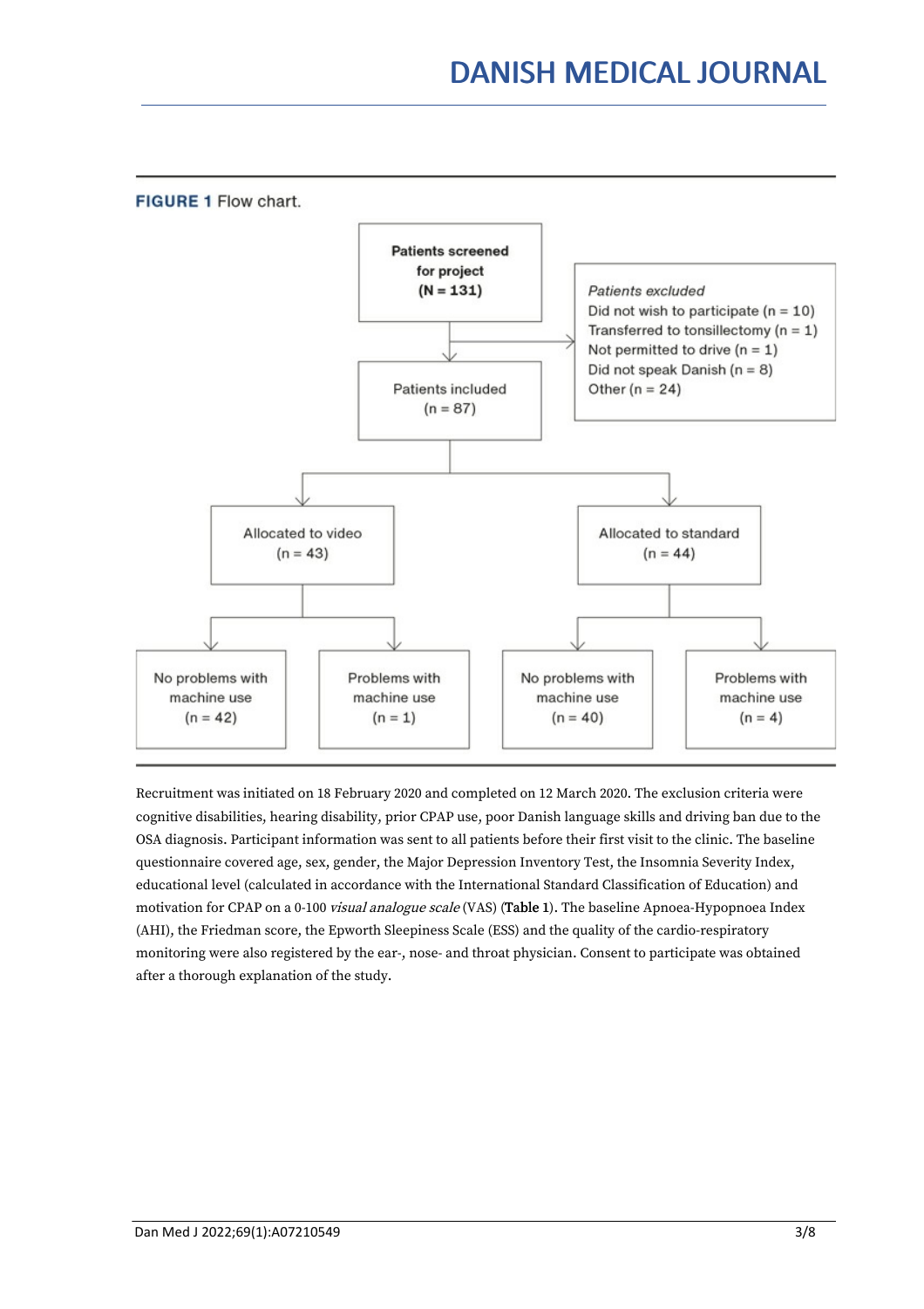**FIGURE 1** Flow chart.

Patients screened for project (N = 131)

*Patients excluded*
Did not wish to participate (n = 10)
Transferred to tonsillectomy (n = 1)
Not permitted to drive (n = 1)
Did not speak Danish (n = 8)
Other (n = 24)

Patients included (n = 87)

Allocated to video (n = 43)
- No problems with machine use (n = 42)
- Problems with machine use (n = 1)

Allocated to standard (n = 44)
- No problems with machine use (n = 40)
- Problems with machine use (n = 4)

Recruitment was initiated on 18 February 2020 and completed on 12 March 2020. The exclusion criteria were cognitive disabilities, hearing disability, prior CPAP use, poor Danish language skills and driving ban due to the OSA diagnosis. Participant information was sent to all patients before their first visit to the clinic. The baseline questionnaire covered age, sex, gender, the Major Depression Inventory Test, the Insomnia Severity Index, educational level (calculated in accordance with the International Standard Classification of Education) and motivation for CPAP on a 0-100 *visual analogue scale* (VAS) (**Table 1**). The baseline Apnoea-Hypopnoea Index (AHI), the Friedman score, the Epworth Sleepiness Scale (ESS) and the quality of the cardio-respiratory monitoring were also registered by the ear-, nose- and throat physician. Consent to participate was obtained after a thorough explanation of the study.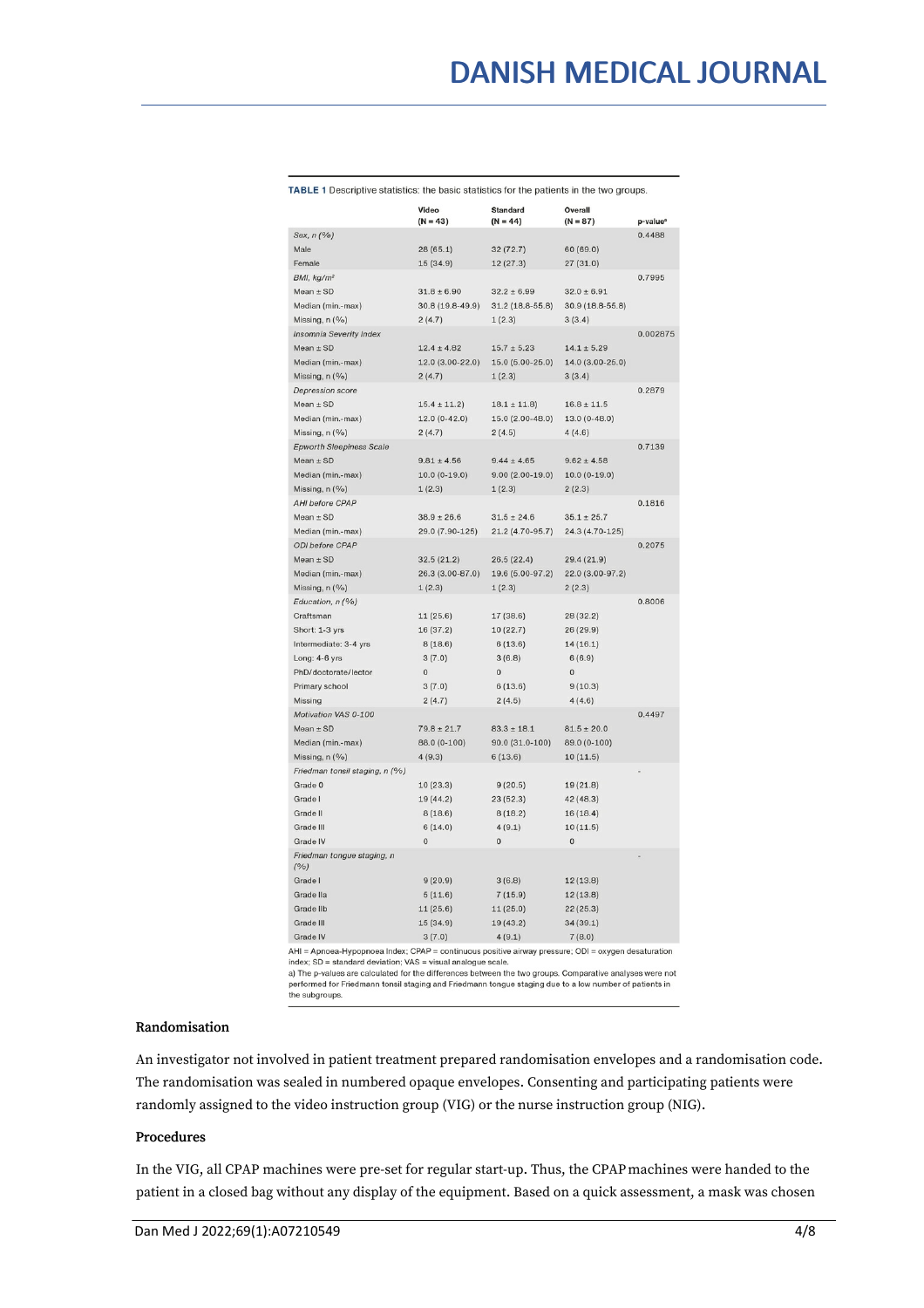**TABLE 1** Descriptive statistics: the basic statistics for the patients in the two groups.

| | Video (N = 43) | Standard (N = 44) | Overall (N = 87) | p-value[a] |
|---|---|---|---|---|
| *Sex, n (%)* | | | | 0.4488 |
| Male | 28 (65.1) | 32 (72.7) | 60 (69.0) | |
| Female | 15 (34.9) | 12 (27.3) | 27 (31.0) | |
| *BMI, kg/m²* | | | | 0.7995 |
| Mean ± SD | 31.8 ± 6.90 | 32.2 ± 6.99 | 32.0 ± 6.91 | |
| Median (min.-max) | 30.8 (19.8-49.9) | 31.2 (18.8-55.8) | 30.9 (18.8-55.8) | |
| Missing, n (%) | 2 (4.7) | 1 (2.3) | 3 (3.4) | |
| *Insomnia Severity Index* | | | | 0.002875 |
| Mean ± SD | 12.4 ± 4.82 | 15.7 ± 5.23 | 14.1 ± 5.29 | |
| Median (min.-max) | 12.0 (3.00-22.0) | 15.0 (5.00-25.0) | 14.0 (3.00-25.0) | |
| Missing, n (%) | 2 (4.7) | 1 (2.3) | 3 (3.4) | |
| *Depression score* | | | | 0.2879 |
| Mean ± SD | 15.4 ± 11.2) | 18.1 ± 11.8) | 16.8 ± 11.5 | |
| Median (min.-max) | 12.0 (0-42.0) | 15.0 (2.00-48.0) | 13.0 (0-48.0) | |
| Missing, n (%) | 2 (4.7) | 2 (4.5) | 4 (4.6) | |
| *Epworth Sleepiness Scale* | | | | 0.7139 |
| Mean ± SD | 9.81 ± 4.56 | 9.44 ± 4.65 | 9.62 ± 4.58 | |
| Median (min.-max) | 10.0 (0-19.0) | 9.00 (2.00-19.0) | 10.0 (0-19.0) | |
| Missing, n (%) | 1 (2.3) | 1 (2.3) | 2 (2.3) | |
| *AHI before CPAP* | | | | 0.1816 |
| Mean ± SD | 38.9 ± 26.6 | 31.5 ± 24.6 | 35.1 ± 25.7 | |
| Median (min.-max) | 29.0 (7.90-125) | 21.2 (4.70-95.7) | 24.3 (4.70-125) | |
| *ODI before CPAP* | | | | 0.2075 |
| Mean ± SD | 32.5 (21.2) | 26.5 (22.4) | 29.4 (21.9) | |
| Median (min.-max) | 26.3 (3.00-87.0) | 19.6 (5.00-97.2) | 22.0 (3.00-97.2) | |
| Missing, n (%) | 1 (2.3) | 1 (2.3) | 2 (2.3) | |
| *Education, n (%)* | | | | 0.8006 |
| Craftsman | 11 (25.6) | 17 (38.6) | 28 (32.2) | |
| Short: 1-3 yrs | 16 (37.2) | 10 (22.7) | 26 (29.9) | |
| Intermediate: 3-4 yrs | 8 (18.6) | 6 (13.6) | 14 (16.1) | |
| Long: 4-6 yrs | 3 (7.0) | 3 (6.8) | 6 (6.9) | |
| PhD/doctorate/lector | 0 | 0 | 0 | |
| Primary school | 3 (7.0) | 6 (13.6) | 9 (10.3) | |
| Missing | 2 (4.7) | 2 (4.5) | 4 (4.6) | |
| *Motivation VAS 0-100* | | | | 0.4497 |
| Mean ± SD | 79.8 ± 21.7 | 83.3 ± 18.1 | 81.5 ± 20.0 | |
| Median (min.-max) | 88.0 (0-100) | 90.0 (31.0-100) | 89.0 (0-100) | |
| Missing, n (%) | 4 (9.3) | 6 (13.6) | 10 (11.5) | |
| *Friedman tonsil staging, n (%)* | | | | - |
| Grade 0 | 10 (23.3) | 9 (20.5) | 19 (21.8) | |
| Grade I | 19 (44.2) | 23 (52.3) | 42 (48.3) | |
| Grade II | 8 (18.6) | 8 (18.2) | 16 (18.4) | |
| Grade III | 6 (14.0) | 4 (9.1) | 10 (11.5) | |
| Grade IV | 0 | 0 | 0 | |
| *Friedman tongue staging, n (%)* | | | | - |
| Grade I | 9 (20.9) | 3 (6.8) | 12 (13.8) | |
| Grade IIa | 5 (11.6) | 7 (15.9) | 12 (13.8) | |
| Grade IIb | 11 (25.6) | 11 (25.0) | 22 (25.3) | |
| Grade III | 15 (34.9) | 19 (43.2) | 34 (39.1) | |
| Grade IV | 3 (7.0) | 4 (9.1) | 7 (8.0) | |

AHI = Apnoea-Hypopnoea Index; CPAP = continuous positive airway pressure; ODI = oxygen desaturation index; SD = standard deviation; VAS = visual analogue scale.
a) The p-values are calculated for the differences between the two groups. Comparative analyses were not performed for Friedmann tonsil staging and Friedmann tongue staging due to a low number of patients in the subgroups.

#### Randomisation

An investigator not involved in patient treatment prepared randomisation envelopes and a randomisation code. The randomisation was sealed in numbered opaque envelopes. Consenting and participating patients were randomly assigned to the video instruction group (VIG) or the nurse instruction group (NIG).

#### Procedures

In the VIG, all CPAP machines were pre-set for regular start-up. Thus, the CPAP machines were handed to the patient in a closed bag without any display of the equipment. Based on a quick assessment, a mask was chosen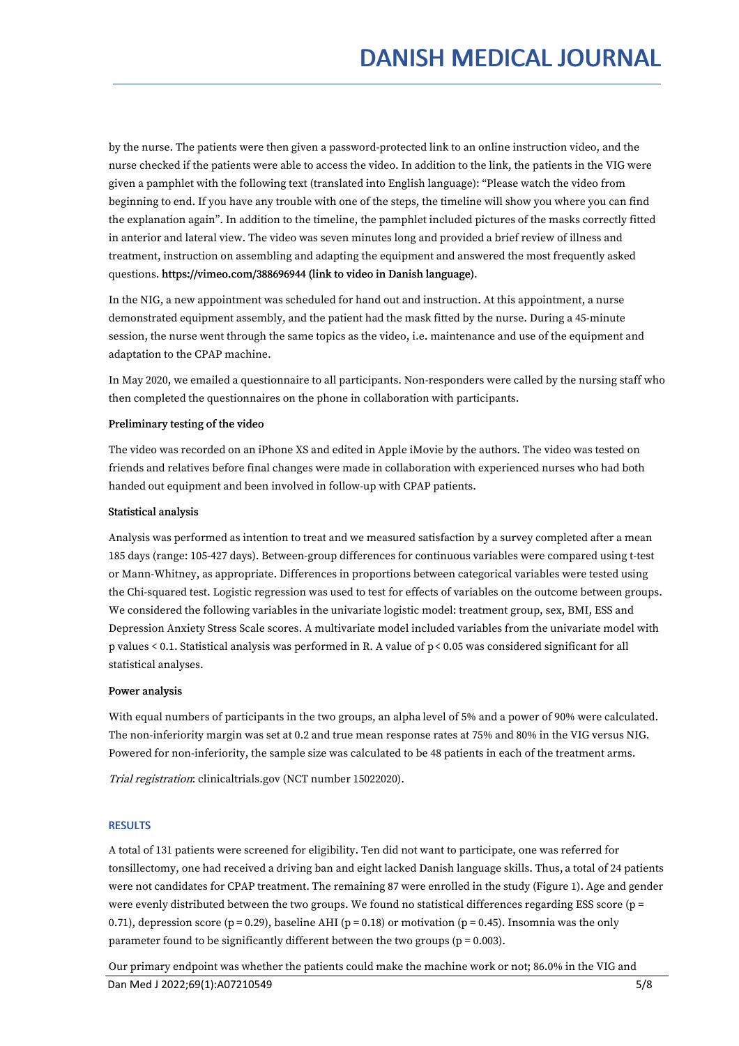by the nurse. The patients were then given a password-protected link to an online instruction video, and the nurse checked if the patients were able to access the video. In addition to the link, the patients in the VIG were given a pamphlet with the following text (translated into English language): "Please watch the video from beginning to end. If you have any trouble with one of the steps, the timeline will show you where you can find the explanation again". In addition to the timeline, the pamphlet included pictures of the masks correctly fitted in anterior and lateral view. The video was seven minutes long and provided a brief review of illness and treatment, instruction on assembling and adapting the equipment and answered the most frequently asked questions. **https://vimeo.com/388696944 (link to video in Danish language)**.

In the NIG, a new appointment was scheduled for hand out and instruction. At this appointment, a nurse demonstrated equipment assembly, and the patient had the mask fitted by the nurse. During a 45-minute session, the nurse went through the same topics as the video, i.e. maintenance and use of the equipment and adaptation to the CPAP machine.

In May 2020, we emailed a questionnaire to all participants. Non-responders were called by the nursing staff who then completed the questionnaires on the phone in collaboration with participants.

### Preliminary testing of the video

The video was recorded on an iPhone XS and edited in Apple iMovie by the authors. The video was tested on friends and relatives before final changes were made in collaboration with experienced nurses who had both handed out equipment and been involved in follow-up with CPAP patients.

### Statistical analysis

Analysis was performed as intention to treat and we measured satisfaction by a survey completed after a mean 185 days (range: 105-427 days). Between-group differences for continuous variables were compared using t-test or Mann-Whitney, as appropriate. Differences in proportions between categorical variables were tested using the Chi-squared test. Logistic regression was used to test for effects of variables on the outcome between groups. We considered the following variables in the univariate logistic model: treatment group, sex, BMI, ESS and Depression Anxiety Stress Scale scores. A multivariate model included variables from the univariate model with p values < 0.1. Statistical analysis was performed in R. A value of $p < 0.05$ was considered significant for all statistical analyses.

### Power analysis

With equal numbers of participants in the two groups, an alpha level of 5% and a power of 90% were calculated. The non-inferiority margin was set at 0.2 and true mean response rates at 75% and 80% in the VIG versus NIG. Powered for non-inferiority, the sample size was calculated to be 48 patients in each of the treatment arms.

*Trial registration*: clinicaltrials.gov (NCT number 15022020).

## RESULTS

A total of 131 patients were screened for eligibility. Ten did not want to participate, one was referred for tonsillectomy, one had received a driving ban and eight lacked Danish language skills. Thus, a total of 24 patients were not candidates for CPAP treatment. The remaining 87 were enrolled in the study (Figure 1). Age and gender were evenly distributed between the two groups. We found no statistical differences regarding ESS score ($p = 0.71$), depression score ($p = 0.29$), baseline AHI ($p = 0.18$) or motivation ($p = 0.45$). Insomnia was the only parameter found to be significantly different between the two groups ($p = 0.003$).

Our primary endpoint was whether the patients could make the machine work or not; 86.0% in the VIG and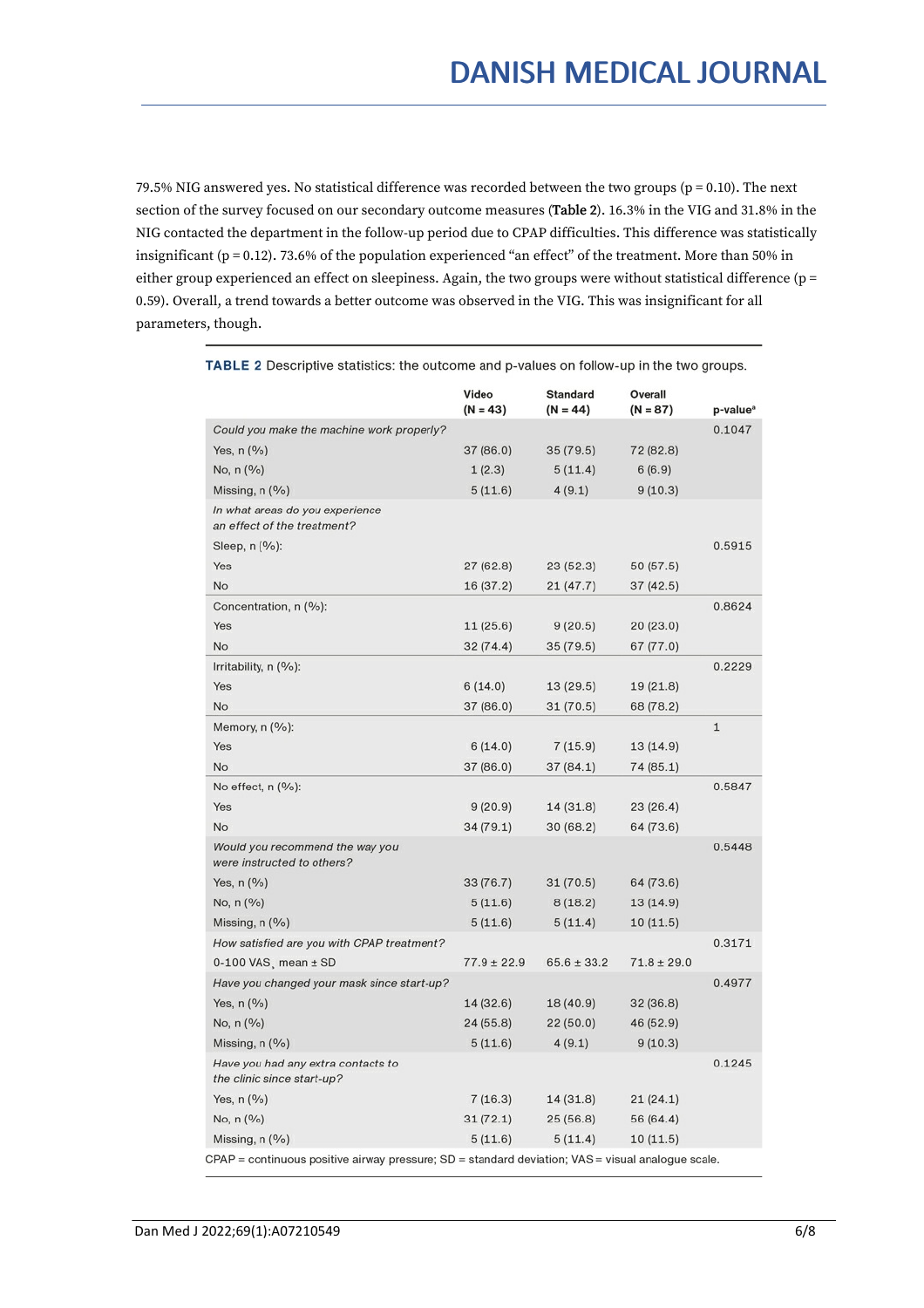79.5% NIG answered yes. No statistical difference was recorded between the two groups (p = 0.10). The next section of the survey focused on our secondary outcome measures (**Table 2**). 16.3% in the VIG and 31.8% in the NIG contacted the department in the follow-up period due to CPAP difficulties. This difference was statistically insignificant (p = 0.12). 73.6% of the population experienced "an effect" of the treatment. More than 50% in either group experienced an effect on sleepiness. Again, the two groups were without statistical difference (p = 0.59). Overall, a trend towards a better outcome was observed in the VIG. This was insignificant for all parameters, though.

**TABLE 2** Descriptive statistics: the outcome and p-values on follow-up in the two groups.

| | Video (N = 43) | Standard (N = 44) | Overall (N = 87) | p-value[a] |
|---|---|---|---|---|
| *Could you make the machine work properly?* | | | | 0.1047 |
| Yes, n (%) | 37 (86.0) | 35 (79.5) | 72 (82.8) | |
| No, n (%) | 1 (2.3) | 5 (11.4) | 6 (6.9) | |
| Missing, n (%) | 5 (11.6) | 4 (9.1) | 9 (10.3) | |
| *In what areas do you experience an effect of the treatment?* | | | | |
| Sleep, n (%): | | | | 0.5915 |
| Yes | 27 (62.8) | 23 (52.3) | 50 (57.5) | |
| No | 16 (37.2) | 21 (47.7) | 37 (42.5) | |
| Concentration, n (%): | | | | 0.8624 |
| Yes | 11 (25.6) | 9 (20.5) | 20 (23.0) | |
| No | 32 (74.4) | 35 (79.5) | 67 (77.0) | |
| Irritability, n (%): | | | | 0.2229 |
| Yes | 6 (14.0) | 13 (29.5) | 19 (21.8) | |
| No | 37 (86.0) | 31 (70.5) | 68 (78.2) | |
| Memory, n (%): | | | | 1 |
| Yes | 6 (14.0) | 7 (15.9) | 13 (14.9) | |
| No | 37 (86.0) | 37 (84.1) | 74 (85.1) | |
| No effect, n (%): | | | | 0.5847 |
| Yes | 9 (20.9) | 14 (31.8) | 23 (26.4) | |
| No | 34 (79.1) | 30 (68.2) | 64 (73.6) | |
| *Would you recommend the way you were instructed to others?* | | | | 0.5448 |
| Yes, n (%) | 33 (76.7) | 31 (70.5) | 64 (73.6) | |
| No, n (%) | 5 (11.6) | 8 (18.2) | 13 (14.9) | |
| Missing, n (%) | 5 (11.6) | 5 (11.4) | 10 (11.5) | |
| *How satisfied are you with CPAP treatment?* | | | | 0.3171 |
| 0-100 VAS, mean ± SD | 77.9 ± 22.9 | 65.6 ± 33.2 | 71.8 ± 29.0 | |
| *Have you changed your mask since start-up?* | | | | 0.4977 |
| Yes, n (%) | 14 (32.6) | 18 (40.9) | 32 (36.8) | |
| No, n (%) | 24 (55.8) | 22 (50.0) | 46 (52.9) | |
| Missing, n (%) | 5 (11.6) | 4 (9.1) | 9 (10.3) | |
| *Have you had any extra contacts to the clinic since start-up?* | | | | 0.1245 |
| Yes, n (%) | 7 (16.3) | 14 (31.8) | 21 (24.1) | |
| No, n (%) | 31 (72.1) | 25 (56.8) | 56 (64.4) | |
| Missing, n (%) | 5 (11.6) | 5 (11.4) | 10 (11.5) | |

CPAP = continuous positive airway pressure; SD = standard deviation; VAS = visual analogue scale.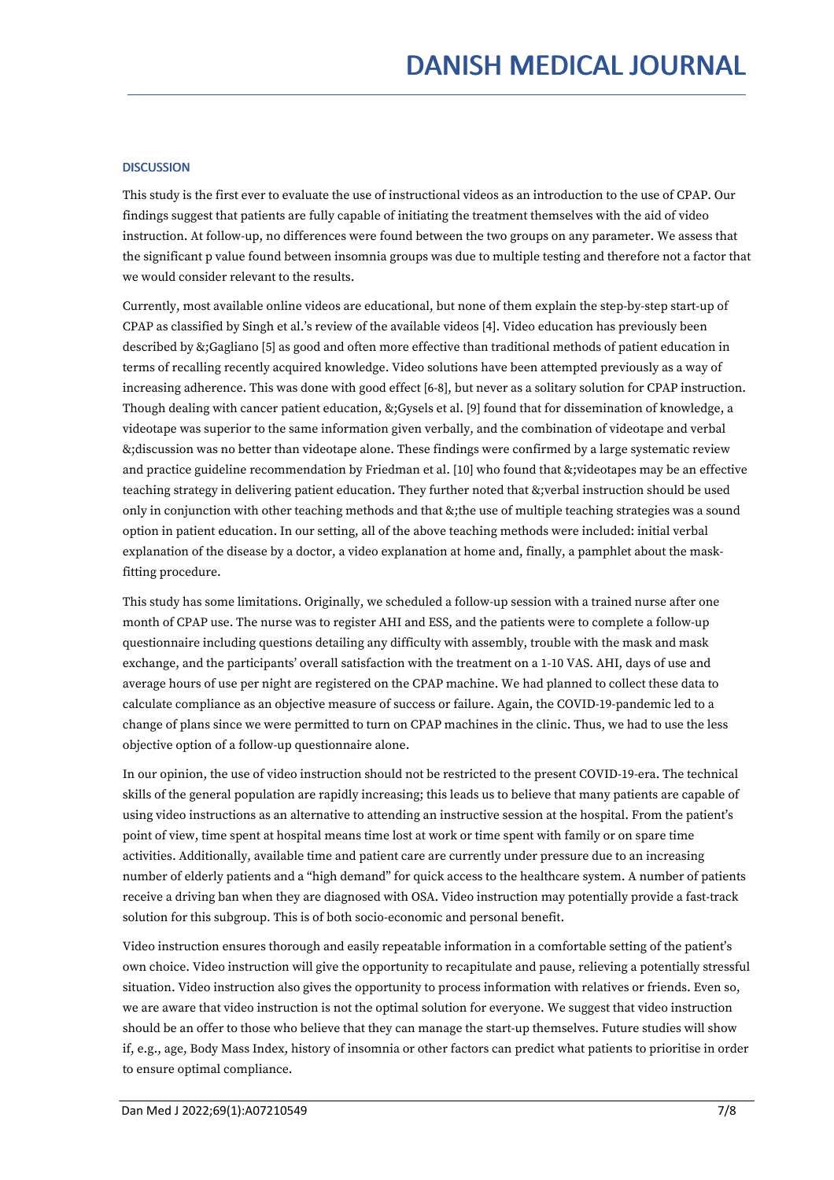### DISCUSSION

This study is the first ever to evaluate the use of instructional videos as an introduction to the use of CPAP. Our findings suggest that patients are fully capable of initiating the treatment themselves with the aid of video instruction. At follow-up, no differences were found between the two groups on any parameter. We assess that the significant p value found between insomnia groups was due to multiple testing and therefore not a factor that we would consider relevant to the results.

Currently, most available online videos are educational, but none of them explain the step-by-step start-up of CPAP as classified by Singh et al.'s review of the available videos [4]. Video education has previously been described by &;Gagliano [5] as good and often more effective than traditional methods of patient education in terms of recalling recently acquired knowledge. Video solutions have been attempted previously as a way of increasing adherence. This was done with good effect [6-8], but never as a solitary solution for CPAP instruction. Though dealing with cancer patient education, &;Gysels et al. [9] found that for dissemination of knowledge, a videotape was superior to the same information given verbally, and the combination of videotape and verbal &;discussion was no better than videotape alone. These findings were confirmed by a large systematic review and practice guideline recommendation by Friedman et al. [10] who found that &;videotapes may be an effective teaching strategy in delivering patient education. They further noted that &;verbal instruction should be used only in conjunction with other teaching methods and that &;the use of multiple teaching strategies was a sound option in patient education. In our setting, all of the above teaching methods were included: initial verbal explanation of the disease by a doctor, a video explanation at home and, finally, a pamphlet about the mask-fitting procedure.

This study has some limitations. Originally, we scheduled a follow-up session with a trained nurse after one month of CPAP use. The nurse was to register AHI and ESS, and the patients were to complete a follow-up questionnaire including questions detailing any difficulty with assembly, trouble with the mask and mask exchange, and the participants' overall satisfaction with the treatment on a 1-10 VAS. AHI, days of use and average hours of use per night are registered on the CPAP machine. We had planned to collect these data to calculate compliance as an objective measure of success or failure. Again, the COVID-19-pandemic led to a change of plans since we were permitted to turn on CPAP machines in the clinic. Thus, we had to use the less objective option of a follow-up questionnaire alone.

In our opinion, the use of video instruction should not be restricted to the present COVID-19-era. The technical skills of the general population are rapidly increasing; this leads us to believe that many patients are capable of using video instructions as an alternative to attending an instructive session at the hospital. From the patient's point of view, time spent at hospital means time lost at work or time spent with family or on spare time activities. Additionally, available time and patient care are currently under pressure due to an increasing number of elderly patients and a "high demand" for quick access to the healthcare system. A number of patients receive a driving ban when they are diagnosed with OSA. Video instruction may potentially provide a fast-track solution for this subgroup. This is of both socio-economic and personal benefit.

Video instruction ensures thorough and easily repeatable information in a comfortable setting of the patient's own choice. Video instruction will give the opportunity to recapitulate and pause, relieving a potentially stressful situation. Video instruction also gives the opportunity to process information with relatives or friends. Even so, we are aware that video instruction is not the optimal solution for everyone. We suggest that video instruction should be an offer to those who believe that they can manage the start-up themselves. Future studies will show if, e.g., age, Body Mass Index, history of insomnia or other factors can predict what patients to prioritise in order to ensure optimal compliance.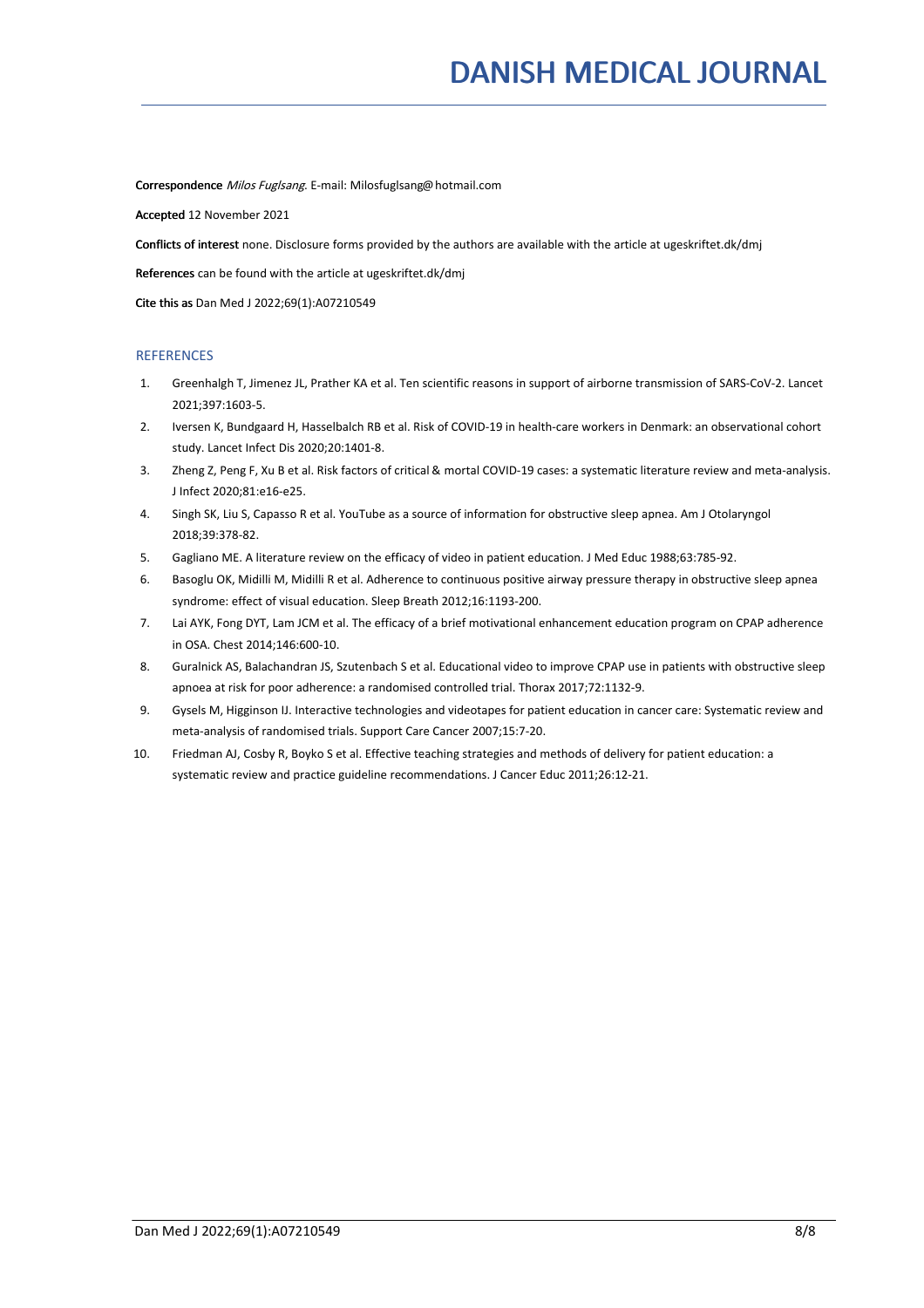**Correspondence** *Milos Fuglsang*. E-mail: Milosfuglsang@hotmail.com

**Accepted** 12 November 2021

**Conflicts of interest** none. Disclosure forms provided by the authors are available with the article at ugeskriftet.dk/dmj

**References** can be found with the article at ugeskriftet.dk/dmj

**Cite this as** Dan Med J 2022;69(1):A07210549

## REFERENCES

1. Greenhalgh T, Jimenez JL, Prather KA et al. Ten scientific reasons in support of airborne transmission of SARS-CoV-2. Lancet 2021;397:1603-5.
2. Iversen K, Bundgaard H, Hasselbalch RB et al. Risk of COVID-19 in health-care workers in Denmark: an observational cohort study. Lancet Infect Dis 2020;20:1401-8.
3. Zheng Z, Peng F, Xu B et al. Risk factors of critical & mortal COVID-19 cases: a systematic literature review and meta-analysis. J Infect 2020;81:e16-e25.
4. Singh SK, Liu S, Capasso R et al. YouTube as a source of information for obstructive sleep apnea. Am J Otolaryngol 2018;39:378-82.
5. Gagliano ME. A literature review on the efficacy of video in patient education. J Med Educ 1988;63:785-92.
6. Basoglu OK, Midilli M, Midilli R et al. Adherence to continuous positive airway pressure therapy in obstructive sleep apnea syndrome: effect of visual education. Sleep Breath 2012;16:1193-200.
7. Lai AYK, Fong DYT, Lam JCM et al. The efficacy of a brief motivational enhancement education program on CPAP adherence in OSA. Chest 2014;146:600-10.
8. Guralnick AS, Balachandran JS, Szutenbach S et al. Educational video to improve CPAP use in patients with obstructive sleep apnoea at risk for poor adherence: a randomised controlled trial. Thorax 2017;72:1132-9.
9. Gysels M, Higginson IJ. Interactive technologies and videotapes for patient education in cancer care: Systematic review and meta-analysis of randomised trials. Support Care Cancer 2007;15:7-20.
10. Friedman AJ, Cosby R, Boyko S et al. Effective teaching strategies and methods of delivery for patient education: a systematic review and practice guideline recommendations. J Cancer Educ 2011;26:12-21.